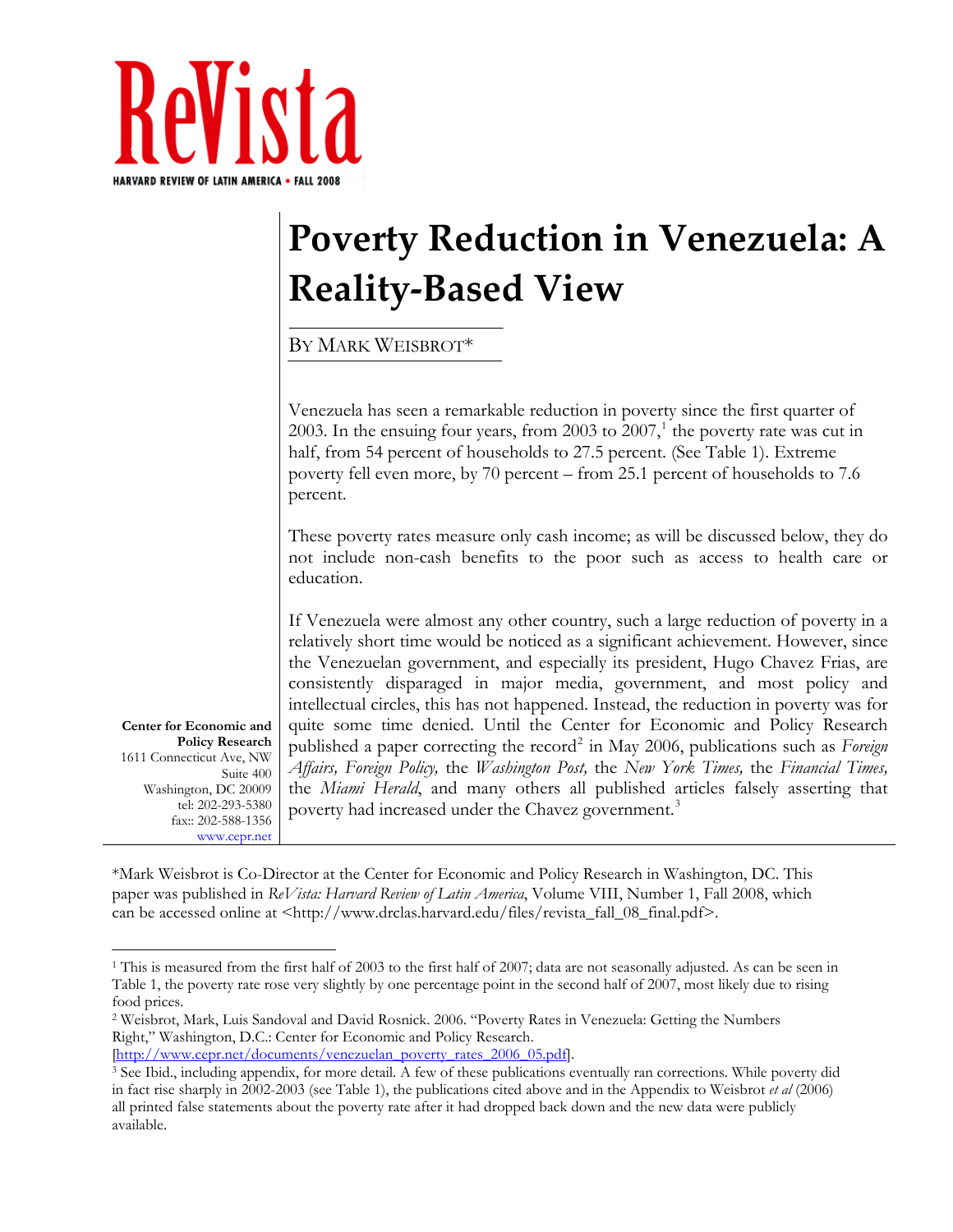ReVista

HARVARD REVIEW OF LATIN AMERICA • FALL 2008

# Poverty Reduction in Venezuela: A Reality-Based View

By Mark Weisbrot*

Venezuela has seen a remarkable reduction in poverty since the first quarter of 2003. In the ensuing four years, from 2003 to 2007,[1] the poverty rate was cut in half, from 54 percent of households to 27.5 percent. (See Table 1). Extreme poverty fell even more, by 70 percent – from 25.1 percent of households to 7.6 percent.

These poverty rates measure only cash income; as will be discussed below, they do not include non-cash benefits to the poor such as access to health care or education.

If Venezuela were almost any other country, such a large reduction of poverty in a relatively short time would be noticed as a significant achievement. However, since the Venezuelan government, and especially its president, Hugo Chavez Frias, are consistently disparaged in major media, government, and most policy and intellectual circles, this has not happened. Instead, the reduction in poverty was for quite some time denied. Until the Center for Economic and Policy Research published a paper correcting the record[2] in May 2006, publications such as *Foreign Affairs, Foreign Policy,* the *Washington Post,* the *New York Times,* the *Financial Times,* the *Miami Herald*, and many others all published articles falsely asserting that poverty had increased under the Chavez government.[3]

**Center for Economic and Policy Research**
1611 Connecticut Ave, NW
Suite 400
Washington, DC 20009
tel: 202-293-5380
fax:: 202-588-1356
www.cepr.net

*Mark Weisbrot is Co-Director at the Center for Economic and Policy Research in Washington, DC. This paper was published in *ReVista: Harvard Review of Latin America*, Volume VIII, Number 1, Fall 2008, which can be accessed online at <http://www.drclas.harvard.edu/files/revista_fall_08_final.pdf>.

---

[1] This is measured from the first half of 2003 to the first half of 2007; data are not seasonally adjusted. As can be seen in Table 1, the poverty rate rose very slightly by one percentage point in the second half of 2007, most likely due to rising food prices.

[2] Weisbrot, Mark, Luis Sandoval and David Rosnick. 2006. "Poverty Rates in Venezuela: Getting the Numbers Right," Washington, D.C.: Center for Economic and Policy Research. [http://www.cepr.net/documents/venezuelan_poverty_rates_2006_05.pdf].

[3] See Ibid., including appendix, for more detail. A few of these publications eventually ran corrections. While poverty did in fact rise sharply in 2002-2003 (see Table 1), the publications cited above and in the Appendix to Weisbrot *et al* (2006) all printed false statements about the poverty rate after it had dropped back down and the new data were publicly available.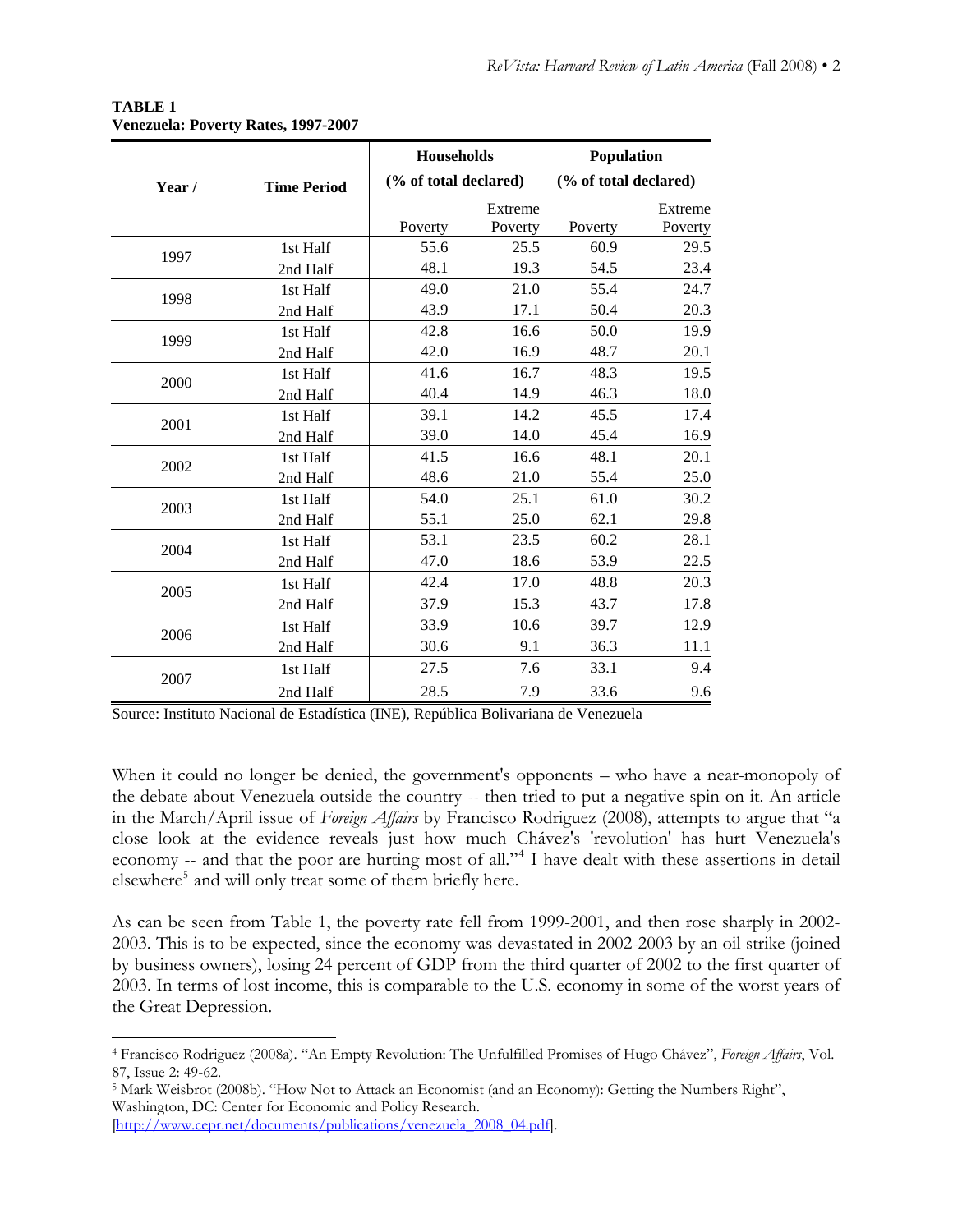**TABLE 1**
**Venezuela: Poverty Rates, 1997-2007**

| Year / | Time Period | Households (% of total declared) | | Population (% of total declared) | |
|---|---|---|---|---|---|
| | | Poverty | Extreme Poverty | Poverty | Extreme Poverty |
| 1997 | 1st Half | 55.6 | 25.5 | 60.9 | 29.5 |
| | 2nd Half | 48.1 | 19.3 | 54.5 | 23.4 |
| 1998 | 1st Half | 49.0 | 21.0 | 55.4 | 24.7 |
| | 2nd Half | 43.9 | 17.1 | 50.4 | 20.3 |
| 1999 | 1st Half | 42.8 | 16.6 | 50.0 | 19.9 |
| | 2nd Half | 42.0 | 16.9 | 48.7 | 20.1 |
| 2000 | 1st Half | 41.6 | 16.7 | 48.3 | 19.5 |
| | 2nd Half | 40.4 | 14.9 | 46.3 | 18.0 |
| 2001 | 1st Half | 39.1 | 14.2 | 45.5 | 17.4 |
| | 2nd Half | 39.0 | 14.0 | 45.4 | 16.9 |
| 2002 | 1st Half | 41.5 | 16.6 | 48.1 | 20.1 |
| | 2nd Half | 48.6 | 21.0 | 55.4 | 25.0 |
| 2003 | 1st Half | 54.0 | 25.1 | 61.0 | 30.2 |
| | 2nd Half | 55.1 | 25.0 | 62.1 | 29.8 |
| 2004 | 1st Half | 53.1 | 23.5 | 60.2 | 28.1 |
| | 2nd Half | 47.0 | 18.6 | 53.9 | 22.5 |
| 2005 | 1st Half | 42.4 | 17.0 | 48.8 | 20.3 |
| | 2nd Half | 37.9 | 15.3 | 43.7 | 17.8 |
| 2006 | 1st Half | 33.9 | 10.6 | 39.7 | 12.9 |
| | 2nd Half | 30.6 | 9.1 | 36.3 | 11.1 |
| 2007 | 1st Half | 27.5 | 7.6 | 33.1 | 9.4 |
| | 2nd Half | 28.5 | 7.9 | 33.6 | 9.6 |

Source: Instituto Nacional de Estadística (INE), República Bolivariana de Venezuela

When it could no longer be denied, the government's opponents – who have a near-monopoly of the debate about Venezuela outside the country -- then tried to put a negative spin on it. An article in the March/April issue of *Foreign Affairs* by Francisco Rodriguez (2008), attempts to argue that "a close look at the evidence reveals just how much Chávez's 'revolution' has hurt Venezuela's economy -- and that the poor are hurting most of all."[4] I have dealt with these assertions in detail elsewhere[5] and will only treat some of them briefly here.

As can be seen from Table 1, the poverty rate fell from 1999-2001, and then rose sharply in 2002-2003. This is to be expected, since the economy was devastated in 2002-2003 by an oil strike (joined by business owners), losing 24 percent of GDP from the third quarter of 2002 to the first quarter of 2003. In terms of lost income, this is comparable to the U.S. economy in some of the worst years of the Great Depression.

---

[4] Francisco Rodriguez (2008a). "An Empty Revolution: The Unfulfilled Promises of Hugo Chávez", *Foreign Affairs*, Vol. 87, Issue 2: 49-62.

[5] Mark Weisbrot (2008b). "How Not to Attack an Economist (and an Economy): Getting the Numbers Right", Washington, DC: Center for Economic and Policy Research.
[http://www.cepr.net/documents/publications/venezuela_2008_04.pdf].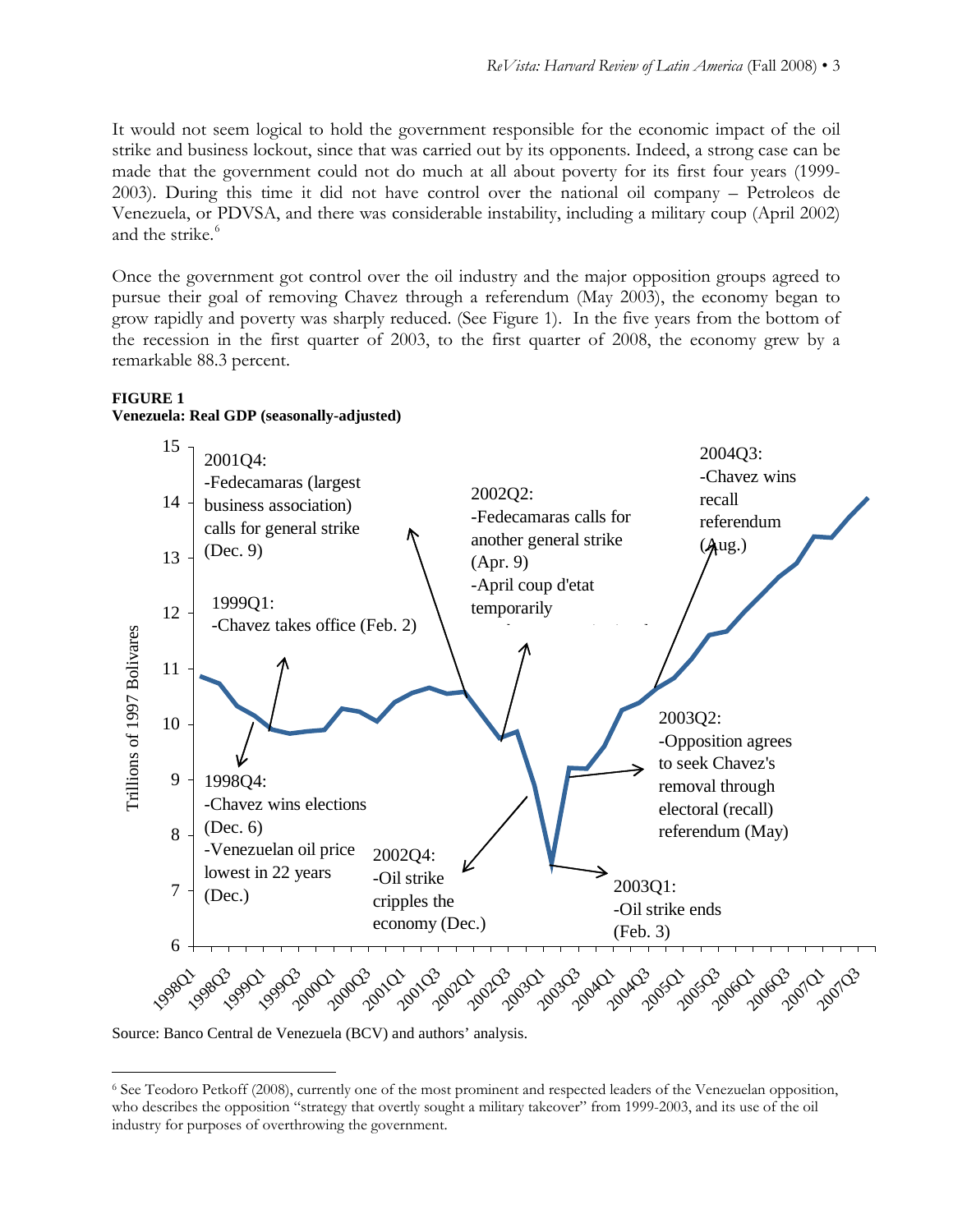It would not seem logical to hold the government responsible for the economic impact of the oil strike and business lockout, since that was carried out by its opponents. Indeed, a strong case can be made that the government could not do much at all about poverty for its first four years (1999-2003). During this time it did not have control over the national oil company – Petroleos de Venezuela, or PDVSA, and there was considerable instability, including a military coup (April 2002) and the strike.[6]

Once the government got control over the oil industry and the major opposition groups agreed to pursue their goal of removing Chavez through a referendum (May 2003), the economy began to grow rapidly and poverty was sharply reduced. (See Figure 1). In the five years from the bottom of the recession in the first quarter of 2003, to the first quarter of 2008, the economy grew by a remarkable 88.3 percent.

**FIGURE 1**
**Venezuela: Real GDP (seasonally-adjusted)**

Source: Banco Central de Venezuela (BCV) and authors' analysis.

---

[6] See Teodoro Petkoff (2008), currently one of the most prominent and respected leaders of the Venezuelan opposition, who describes the opposition "strategy that overtly sought a military takeover" from 1999-2003, and its use of the oil industry for purposes of overthrowing the government.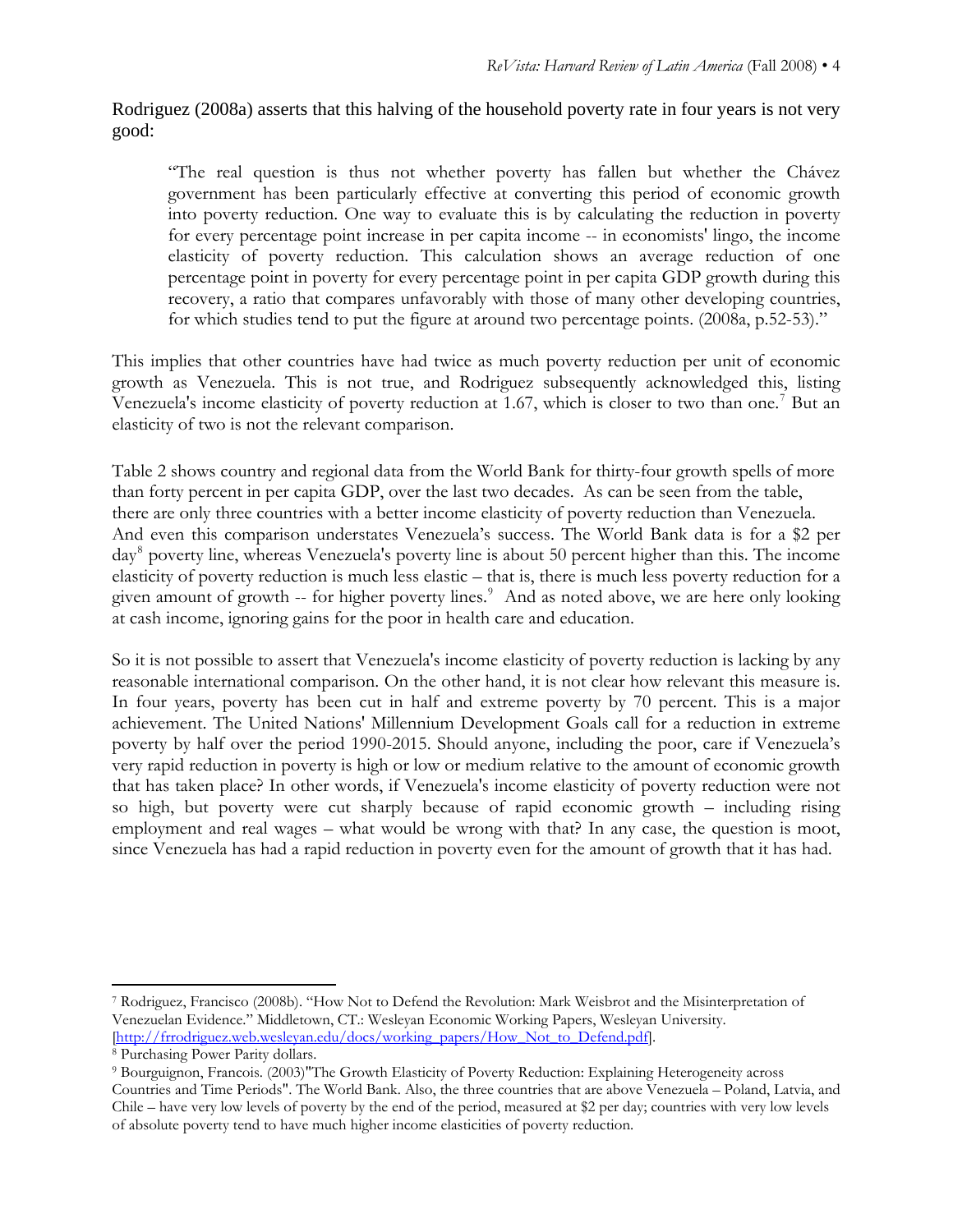Rodriguez (2008a) asserts that this halving of the household poverty rate in four years is not very good:

> "The real question is thus not whether poverty has fallen but whether the Chávez government has been particularly effective at converting this period of economic growth into poverty reduction. One way to evaluate this is by calculating the reduction in poverty for every percentage point increase in per capita income -- in economists' lingo, the income elasticity of poverty reduction. This calculation shows an average reduction of one percentage point in poverty for every percentage point in per capita GDP growth during this recovery, a ratio that compares unfavorably with those of many other developing countries, for which studies tend to put the figure at around two percentage points. (2008a, p.52-53)."

This implies that other countries have had twice as much poverty reduction per unit of economic growth as Venezuela. This is not true, and Rodriguez subsequently acknowledged this, listing Venezuela's income elasticity of poverty reduction at 1.67, which is closer to two than one.[7] But an elasticity of two is not the relevant comparison.

Table 2 shows country and regional data from the World Bank for thirty-four growth spells of more than forty percent in per capita GDP, over the last two decades. As can be seen from the table, there are only three countries with a better income elasticity of poverty reduction than Venezuela. And even this comparison understates Venezuela's success. The World Bank data is for a $2 per day[8] poverty line, whereas Venezuela's poverty line is about 50 percent higher than this. The income elasticity of poverty reduction is much less elastic – that is, there is much less poverty reduction for a given amount of growth -- for higher poverty lines.[9] And as noted above, we are here only looking at cash income, ignoring gains for the poor in health care and education.

So it is not possible to assert that Venezuela's income elasticity of poverty reduction is lacking by any reasonable international comparison. On the other hand, it is not clear how relevant this measure is. In four years, poverty has been cut in half and extreme poverty by 70 percent. This is a major achievement. The United Nations' Millennium Development Goals call for a reduction in extreme poverty by half over the period 1990-2015. Should anyone, including the poor, care if Venezuela's very rapid reduction in poverty is high or low or medium relative to the amount of economic growth that has taken place? In other words, if Venezuela's income elasticity of poverty reduction were not so high, but poverty were cut sharply because of rapid economic growth – including rising employment and real wages – what would be wrong with that? In any case, the question is moot, since Venezuela has had a rapid reduction in poverty even for the amount of growth that it has had.

---

[7] Rodriguez, Francisco (2008b). "How Not to Defend the Revolution: Mark Weisbrot and the Misinterpretation of Venezuelan Evidence." Middletown, CT.: Wesleyan Economic Working Papers, Wesleyan University. [http://frrodriguez.web.wesleyan.edu/docs/working_papers/How_Not_to_Defend.pdf].

[8] Purchasing Power Parity dollars.

[9] Bourguignon, Francois. (2003)"The Growth Elasticity of Poverty Reduction: Explaining Heterogeneity across Countries and Time Periods". The World Bank. Also, the three countries that are above Venezuela – Poland, Latvia, and Chile – have very low levels of poverty by the end of the period, measured at $2 per day; countries with very low levels of absolute poverty tend to have much higher income elasticities of poverty reduction.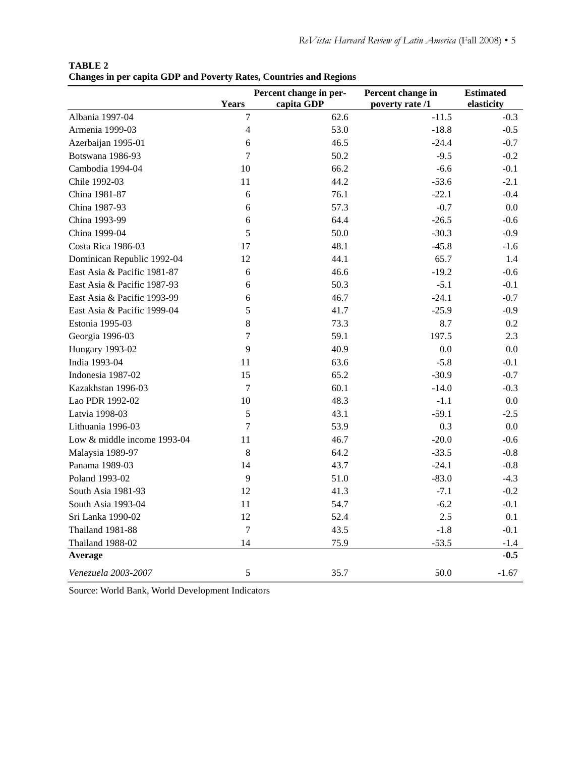**TABLE 2**
**Changes in per capita GDP and Poverty Rates, Countries and Regions**

| | Years | Percent change in per-capita GDP | Percent change in poverty rate /1 | Estimated elasticity |
|---|---|---|---|---|
| Albania 1997-04 | 7 | 62.6 | -11.5 | -0.3 |
| Armenia 1999-03 | 4 | 53.0 | -18.8 | -0.5 |
| Azerbaijan 1995-01 | 6 | 46.5 | -24.4 | -0.7 |
| Botswana 1986-93 | 7 | 50.2 | -9.5 | -0.2 |
| Cambodia 1994-04 | 10 | 66.2 | -6.6 | -0.1 |
| Chile 1992-03 | 11 | 44.2 | -53.6 | -2.1 |
| China 1981-87 | 6 | 76.1 | -22.1 | -0.4 |
| China 1987-93 | 6 | 57.3 | -0.7 | 0.0 |
| China 1993-99 | 6 | 64.4 | -26.5 | -0.6 |
| China 1999-04 | 5 | 50.0 | -30.3 | -0.9 |
| Costa Rica 1986-03 | 17 | 48.1 | -45.8 | -1.6 |
| Dominican Republic 1992-04 | 12 | 44.1 | 65.7 | 1.4 |
| East Asia & Pacific 1981-87 | 6 | 46.6 | -19.2 | -0.6 |
| East Asia & Pacific 1987-93 | 6 | 50.3 | -5.1 | -0.1 |
| East Asia & Pacific 1993-99 | 6 | 46.7 | -24.1 | -0.7 |
| East Asia & Pacific 1999-04 | 5 | 41.7 | -25.9 | -0.9 |
| Estonia 1995-03 | 8 | 73.3 | 8.7 | 0.2 |
| Georgia 1996-03 | 7 | 59.1 | 197.5 | 2.3 |
| Hungary 1993-02 | 9 | 40.9 | 0.0 | 0.0 |
| India 1993-04 | 11 | 63.6 | -5.8 | -0.1 |
| Indonesia 1987-02 | 15 | 65.2 | -30.9 | -0.7 |
| Kazakhstan 1996-03 | 7 | 60.1 | -14.0 | -0.3 |
| Lao PDR 1992-02 | 10 | 48.3 | -1.1 | 0.0 |
| Latvia 1998-03 | 5 | 43.1 | -59.1 | -2.5 |
| Lithuania 1996-03 | 7 | 53.9 | 0.3 | 0.0 |
| Low & middle income 1993-04 | 11 | 46.7 | -20.0 | -0.6 |
| Malaysia 1989-97 | 8 | 64.2 | -33.5 | -0.8 |
| Panama 1989-03 | 14 | 43.7 | -24.1 | -0.8 |
| Poland 1993-02 | 9 | 51.0 | -83.0 | -4.3 |
| South Asia 1981-93 | 12 | 41.3 | -7.1 | -0.2 |
| South Asia 1993-04 | 11 | 54.7 | -6.2 | -0.1 |
| Sri Lanka 1990-02 | 12 | 52.4 | 2.5 | 0.1 |
| Thailand 1981-88 | 7 | 43.5 | -1.8 | -0.1 |
| Thailand 1988-02 | 14 | 75.9 | -53.5 | -1.4 |
| **Average** | | | | **-0.5** |
| *Venezuela 2003-2007* | 5 | 35.7 | 50.0 | -1.67 |

Source: World Bank, World Development Indicators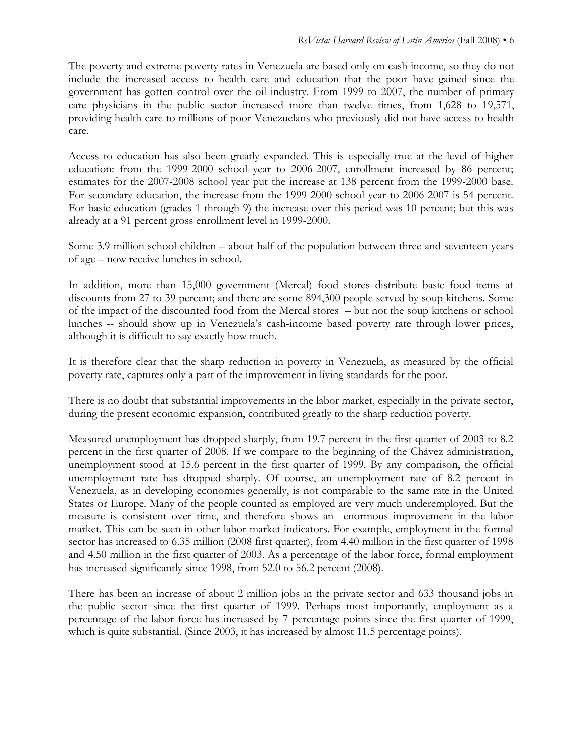The poverty and extreme poverty rates in Venezuela are based only on cash income, so they do not include the increased access to health care and education that the poor have gained since the government has gotten control over the oil industry. From 1999 to 2007, the number of primary care physicians in the public sector increased more than twelve times, from 1,628 to 19,571, providing health care to millions of poor Venezuelans who previously did not have access to health care.

Access to education has also been greatly expanded. This is especially true at the level of higher education: from the 1999-2000 school year to 2006-2007, enrollment increased by 86 percent; estimates for the 2007-2008 school year put the increase at 138 percent from the 1999-2000 base. For secondary education, the increase from the 1999-2000 school year to 2006-2007 is 54 percent. For basic education (grades 1 through 9) the increase over this period was 10 percent; but this was already at a 91 percent gross enrollment level in 1999-2000.

Some 3.9 million school children – about half of the population between three and seventeen years of age – now receive lunches in school.

In addition, more than 15,000 government (Mercal) food stores distribute basic food items at discounts from 27 to 39 percent; and there are some 894,300 people served by soup kitchens. Some of the impact of the discounted food from the Mercal stores – but not the soup kitchens or school lunches -- should show up in Venezuela's cash-income based poverty rate through lower prices, although it is difficult to say exactly how much.

It is therefore clear that the sharp reduction in poverty in Venezuela, as measured by the official poverty rate, captures only a part of the improvement in living standards for the poor.

There is no doubt that substantial improvements in the labor market, especially in the private sector, during the present economic expansion, contributed greatly to the sharp reduction poverty.

Measured unemployment has dropped sharply, from 19.7 percent in the first quarter of 2003 to 8.2 percent in the first quarter of 2008. If we compare to the beginning of the Chávez administration, unemployment stood at 15.6 percent in the first quarter of 1999. By any comparison, the official unemployment rate has dropped sharply. Of course, an unemployment rate of 8.2 percent in Venezuela, as in developing economies generally, is not comparable to the same rate in the United States or Europe. Many of the people counted as employed are very much underemployed. But the measure is consistent over time, and therefore shows an enormous improvement in the labor market. This can be seen in other labor market indicators. For example, employment in the formal sector has increased to 6.35 million (2008 first quarter), from 4.40 million in the first quarter of 1998 and 4.50 million in the first quarter of 2003. As a percentage of the labor force, formal employment has increased significantly since 1998, from 52.0 to 56.2 percent (2008).

There has been an increase of about 2 million jobs in the private sector and 633 thousand jobs in the public sector since the first quarter of 1999. Perhaps most importantly, employment as a percentage of the labor force has increased by 7 percentage points since the first quarter of 1999, which is quite substantial. (Since 2003, it has increased by almost 11.5 percentage points).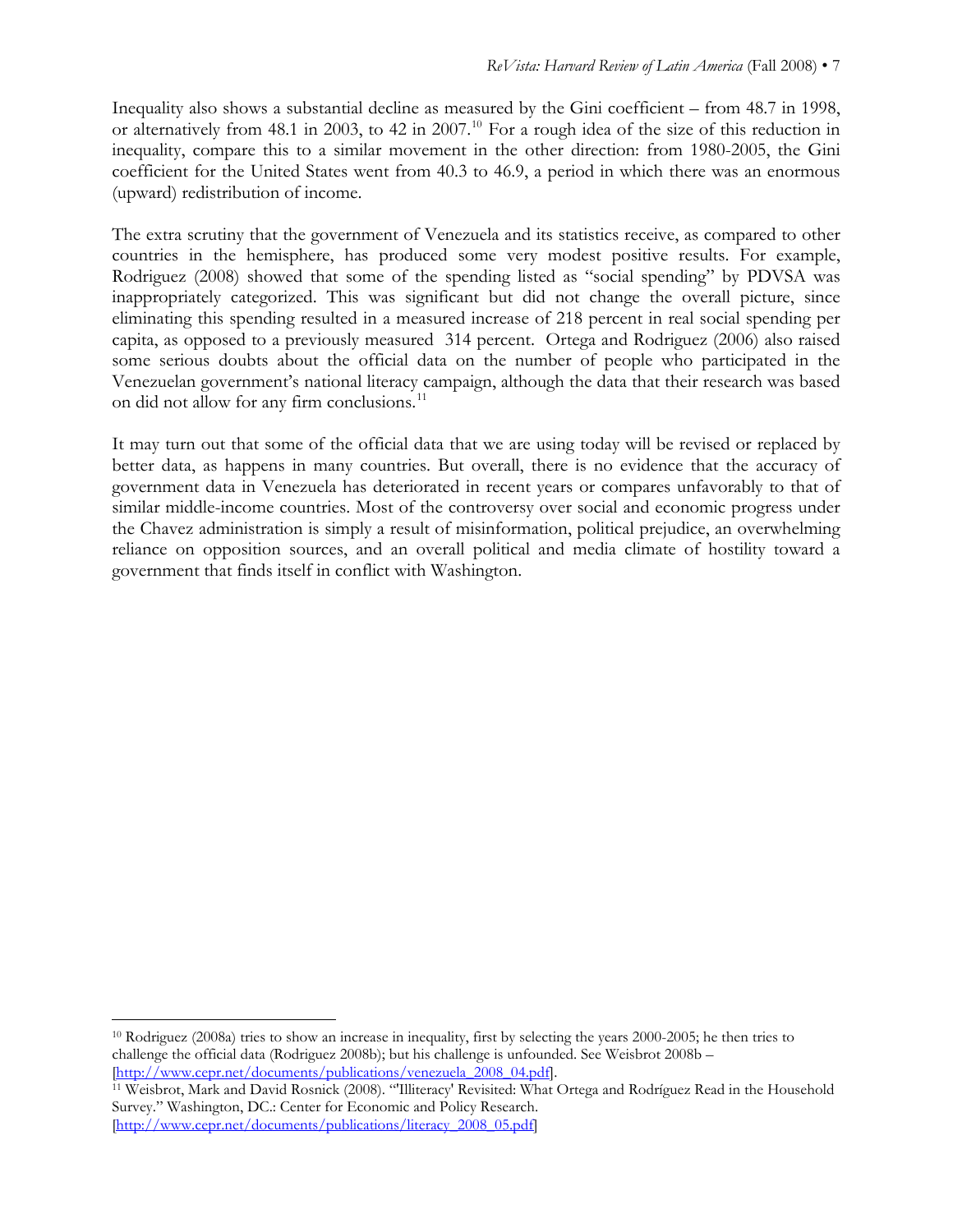Inequality also shows a substantial decline as measured by the Gini coefficient – from 48.7 in 1998, or alternatively from 48.1 in 2003, to 42 in 2007.[10] For a rough idea of the size of this reduction in inequality, compare this to a similar movement in the other direction: from 1980-2005, the Gini coefficient for the United States went from 40.3 to 46.9, a period in which there was an enormous (upward) redistribution of income.

The extra scrutiny that the government of Venezuela and its statistics receive, as compared to other countries in the hemisphere, has produced some very modest positive results. For example, Rodriguez (2008) showed that some of the spending listed as "social spending" by PDVSA was inappropriately categorized. This was significant but did not change the overall picture, since eliminating this spending resulted in a measured increase of 218 percent in real social spending per capita, as opposed to a previously measured 314 percent. Ortega and Rodriguez (2006) also raised some serious doubts about the official data on the number of people who participated in the Venezuelan government's national literacy campaign, although the data that their research was based on did not allow for any firm conclusions.[11]

It may turn out that some of the official data that we are using today will be revised or replaced by better data, as happens in many countries. But overall, there is no evidence that the accuracy of government data in Venezuela has deteriorated in recent years or compares unfavorably to that of similar middle-income countries. Most of the controversy over social and economic progress under the Chavez administration is simply a result of misinformation, political prejudice, an overwhelming reliance on opposition sources, and an overall political and media climate of hostility toward a government that finds itself in conflict with Washington.

---

[10] Rodriguez (2008a) tries to show an increase in inequality, first by selecting the years 2000-2005; he then tries to challenge the official data (Rodriguez 2008b); but his challenge is unfounded. See Weisbrot 2008b – [http://www.cepr.net/documents/publications/venezuela_2008_04.pdf].

[11] Weisbrot, Mark and David Rosnick (2008). "'Illiteracy' Revisited: What Ortega and Rodríguez Read in the Household Survey." Washington, DC.: Center for Economic and Policy Research. [http://www.cepr.net/documents/publications/literacy_2008_05.pdf]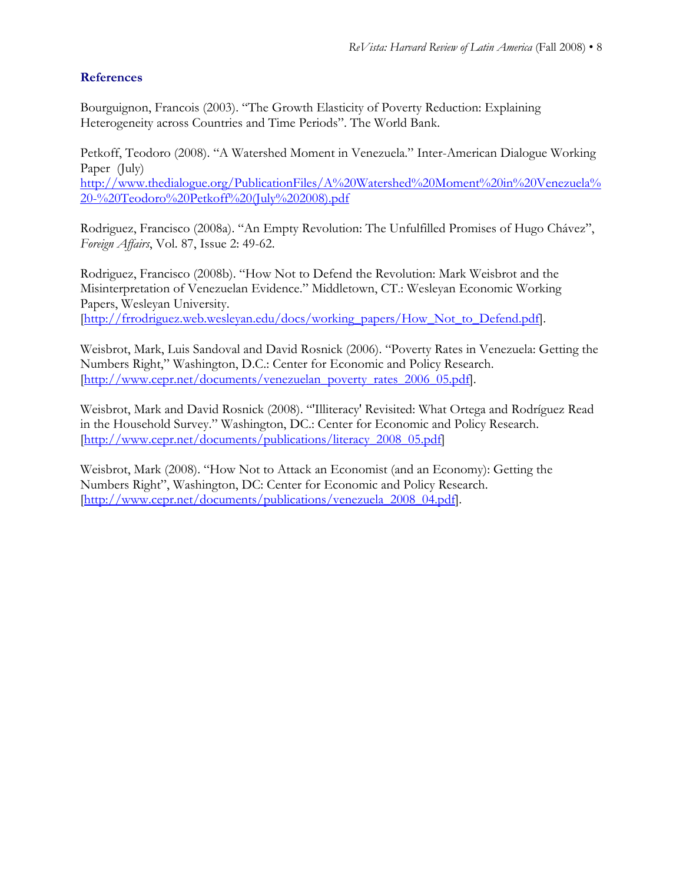## References

Bourguignon, Francois (2003). "The Growth Elasticity of Poverty Reduction: Explaining Heterogeneity across Countries and Time Periods". The World Bank.

Petkoff, Teodoro (2008). "A Watershed Moment in Venezuela." Inter-American Dialogue Working Paper (July)
http://www.thedialogue.org/PublicationFiles/A%20Watershed%20Moment%20in%20Venezuela%20-%20Teodoro%20Petkoff%20(July%202008).pdf

Rodriguez, Francisco (2008a). "An Empty Revolution: The Unfulfilled Promises of Hugo Chávez", *Foreign Affairs*, Vol. 87, Issue 2: 49-62.

Rodriguez, Francisco (2008b). "How Not to Defend the Revolution: Mark Weisbrot and the Misinterpretation of Venezuelan Evidence." Middletown, CT.: Wesleyan Economic Working Papers, Wesleyan University.
[http://frrodriguez.web.wesleyan.edu/docs/working_papers/How_Not_to_Defend.pdf].

Weisbrot, Mark, Luis Sandoval and David Rosnick (2006). "Poverty Rates in Venezuela: Getting the Numbers Right," Washington, D.C.: Center for Economic and Policy Research.
[http://www.cepr.net/documents/venezuelan_poverty_rates_2006_05.pdf].

Weisbrot, Mark and David Rosnick (2008). "'Illiteracy' Revisited: What Ortega and Rodríguez Read in the Household Survey." Washington, DC.: Center for Economic and Policy Research.
[http://www.cepr.net/documents/publications/literacy_2008_05.pdf]

Weisbrot, Mark (2008). "How Not to Attack an Economist (and an Economy): Getting the Numbers Right", Washington, DC: Center for Economic and Policy Research.
[http://www.cepr.net/documents/publications/venezuela_2008_04.pdf].